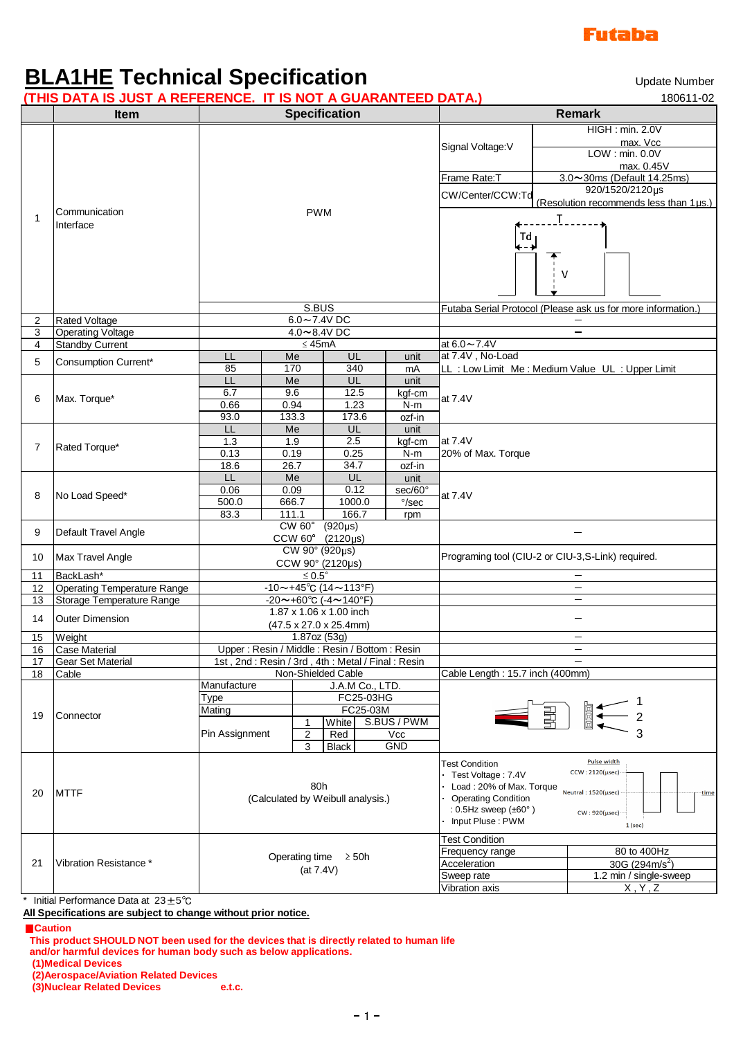Futaba

# BLA1HE Technical Specification

Update Number 180611-02

**(THIS DATA IS JUST A REFERENCE. IT IS NOT A GUARANTEED DATA.)**

| | Item | Specification | | | | Remark |
|---|---|---|---|---|---|---|
| 1 | Communication Interface | PWM | | | | Signal Voltage:V — HIGH : min. 2.0V max. Vcc; LOW : min. 0.0V max. 0.45V<br>Frame Rate:T — 3.0〜30ms (Default 14.25ms)<br>CW/Center/CCW:Td — 920/1520/2120μs (Resolution recommends less than 1μs.) |
| | | S.BUS | | | | Futaba Serial Protocol (Please ask us for more information.) |
| 2 | Rated Voltage | 6.0〜7.4V DC | | | | – |
| 3 | Operating Voltage | 4.0〜8.4V DC | | | | – |
| 4 | Standby Current | ≤ 45mA | | | | at 6.0〜7.4V |
| 5 | Consumption Current* | LL | Me | UL | unit | at 7.4V , No-Load |
| | | 85 | 170 | 340 | mA | LL : Low Limit Me : Medium Value UL : Upper Limit |
| 6 | Max. Torque* | LL | Me | UL | unit | at 7.4V |
| | | 6.7 | 9.6 | 12.5 | kgf-cm | |
| | | 0.66 | 0.94 | 1.23 | N-m | |
| | | 93.0 | 133.3 | 173.6 | ozf-in | |
| 7 | Rated Torque* | LL | Me | UL | unit | at 7.4V<br>20% of Max. Torque |
| | | 1.3 | 1.9 | 2.5 | kgf-cm | |
| | | 0.13 | 0.19 | 0.25 | N-m | |
| | | 18.6 | 26.7 | 34.7 | ozf-in | |
| 8 | No Load Speed* | LL | Me | UL | unit | at 7.4V |
| | | 0.06 | 0.09 | 0.12 | sec/60° | |
| | | 500.0 | 666.7 | 1000.0 | °/sec | |
| | | 83.3 | 111.1 | 166.7 | rpm | |
| 9 | Default Travel Angle | CW 60° (920μs)<br>CCW 60° (2120μs) | | | | – |
| 10 | Max Travel Angle | CW 90° (920μs)<br>CCW 90° (2120μs) | | | | Programing tool (CIU-2 or CIU-3,S-Link) required. |
| 11 | BackLash* | ≤ 0.5° | | | | – |
| 12 | Operating Temperature Range | -10〜+45℃ (14〜113°F) | | | | – |
| 13 | Storage Temperature Range | -20〜+60℃ (-4〜140°F) | | | | – |
| 14 | Outer Dimension | 1.87 x 1.06 x 1.00 inch<br>(47.5 x 27.0 x 25.4mm) | | | | – |
| 15 | Weight | 1.87oz (53g) | | | | – |
| 16 | Case Material | Upper : Resin / Middle : Resin / Bottom : Resin | | | | – |
| 17 | Gear Set Material | 1st , 2nd : Resin / 3rd , 4th : Metal / Final : Resin | | | | – |
| 18 | Cable | Non-Shielded Cable | | | | Cable Length : 15.7 inch (400mm) |
| 19 | Connector | Manufacture: J.A.M Co., LTD.<br>Type: FC25-03HG<br>Mating: FC25-03M<br>Pin Assignment: 1 White S.BUS / PWM; 2 Red Vcc; 3 Black GND | | | | |
| 20 | MTTF | 80h<br>(Calculated by Weibull analysis.) | | | | Test Condition<br>· Test Voltage : 7.4V<br>· Load : 20% of Max. Torque<br>· Operating Condition : 0.5Hz sweep (±60° )<br>· Input Pluse : PWM<br>Pulse width — CCW : 2120(μsec), Neutral : 1520(μsec), CW : 920(μsec); 1 (sec) |
| 21 | Vibration Resistance * | Operating time ≥ 50h<br>(at 7.4V) | | | | Test Condition<br>Frequency range: 80 to 400Hz<br>Acceleration: 30G (294m/s²)<br>Sweep rate: 1.2 min / single-sweep<br>Vibration axis: X , Y , Z |

\* Initial Performance Data at 23±5℃

**All Specifications are subject to change without prior notice.**

**■Caution**

**This product SHOULD NOT been used for the devices that is directly related to human life and/or harmful devices for human body such as below applications.**

**(1)Medical Devices**
**(2)Aerospace/Aviation Related Devices**
**(3)Nuclear Related Devices e.t.c.**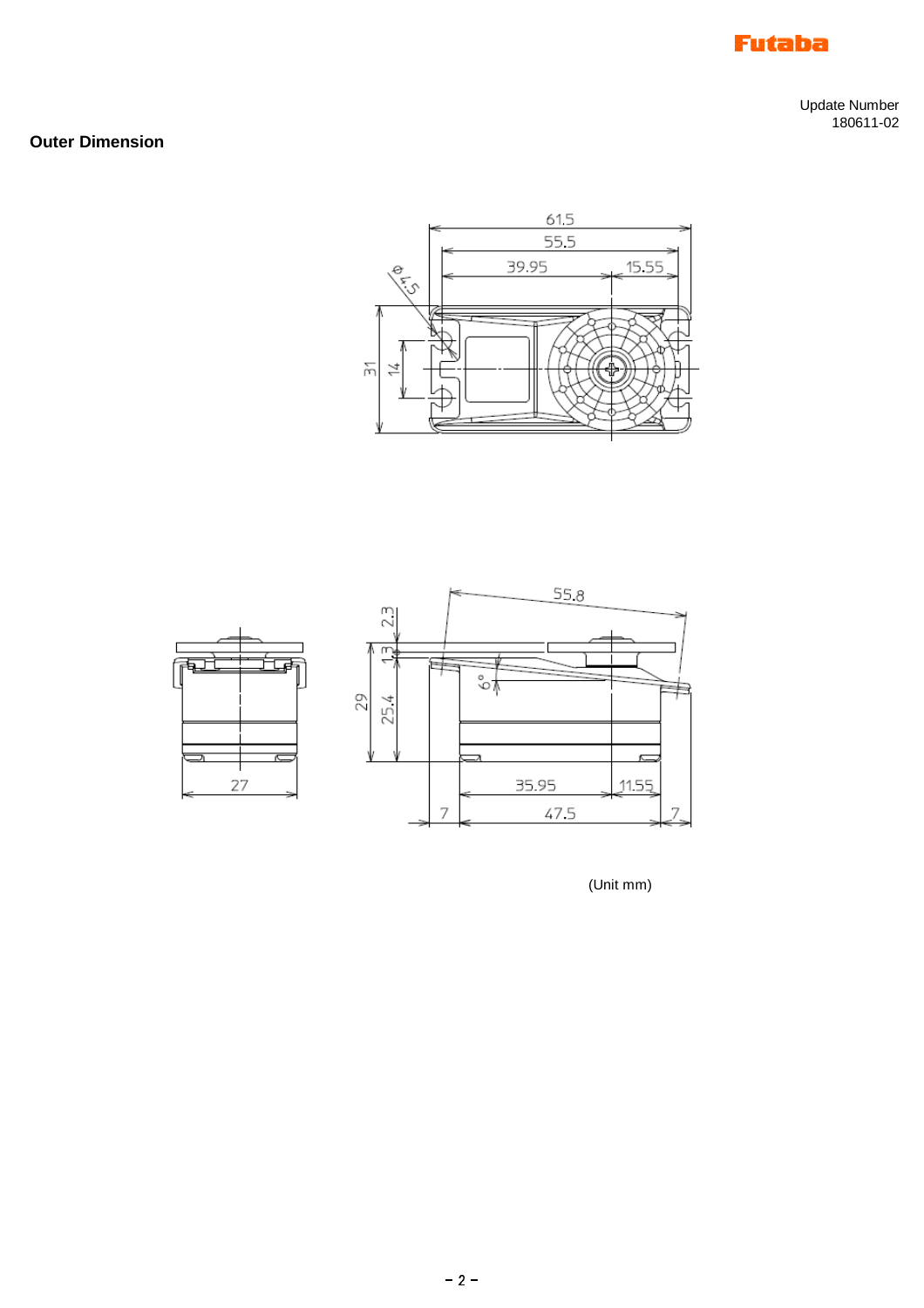Update Number
180611-02

## Outer Dimension

61.5
55.5
39.95
15.55
φ4.5
31
14

55.8
2.3
1.3
6°
29
25.4
27
35.95
11.55
7
47.5
7

(Unit mm)